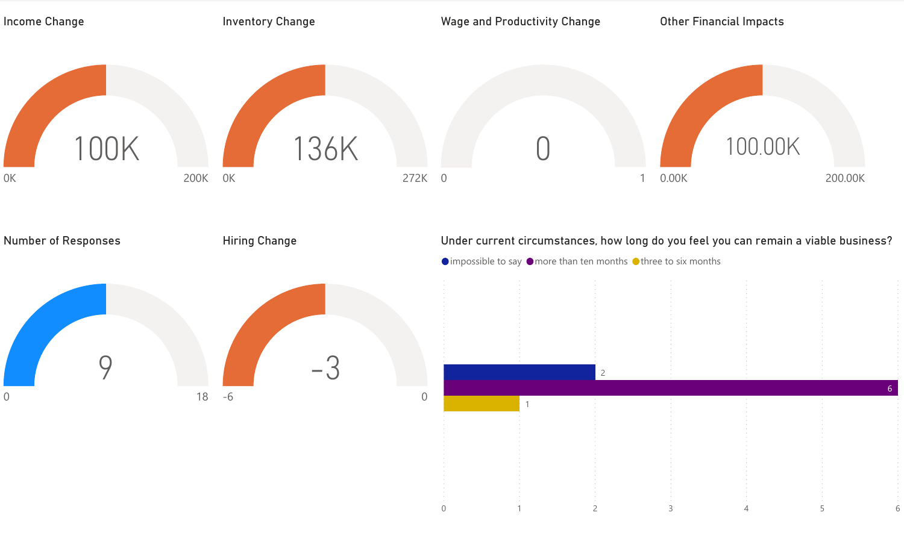## Income Change

100K

0K — 200K

## Inventory Change

136K

0K — 272K

## Wage and Productivity Change

0

0 — 1

## Other Financial Impacts

100.00K

0.00K — 200.00K

## Number of Responses

9

0 — 18

## Hiring Change

-3

-6 — 0

## Under current circumstances, how long do you feel you can remain a viable business?

| Response | Count |
| --- | --- |
| impossible to say | 2 |
| more than ten months | 6 |
| three to six months | 1 |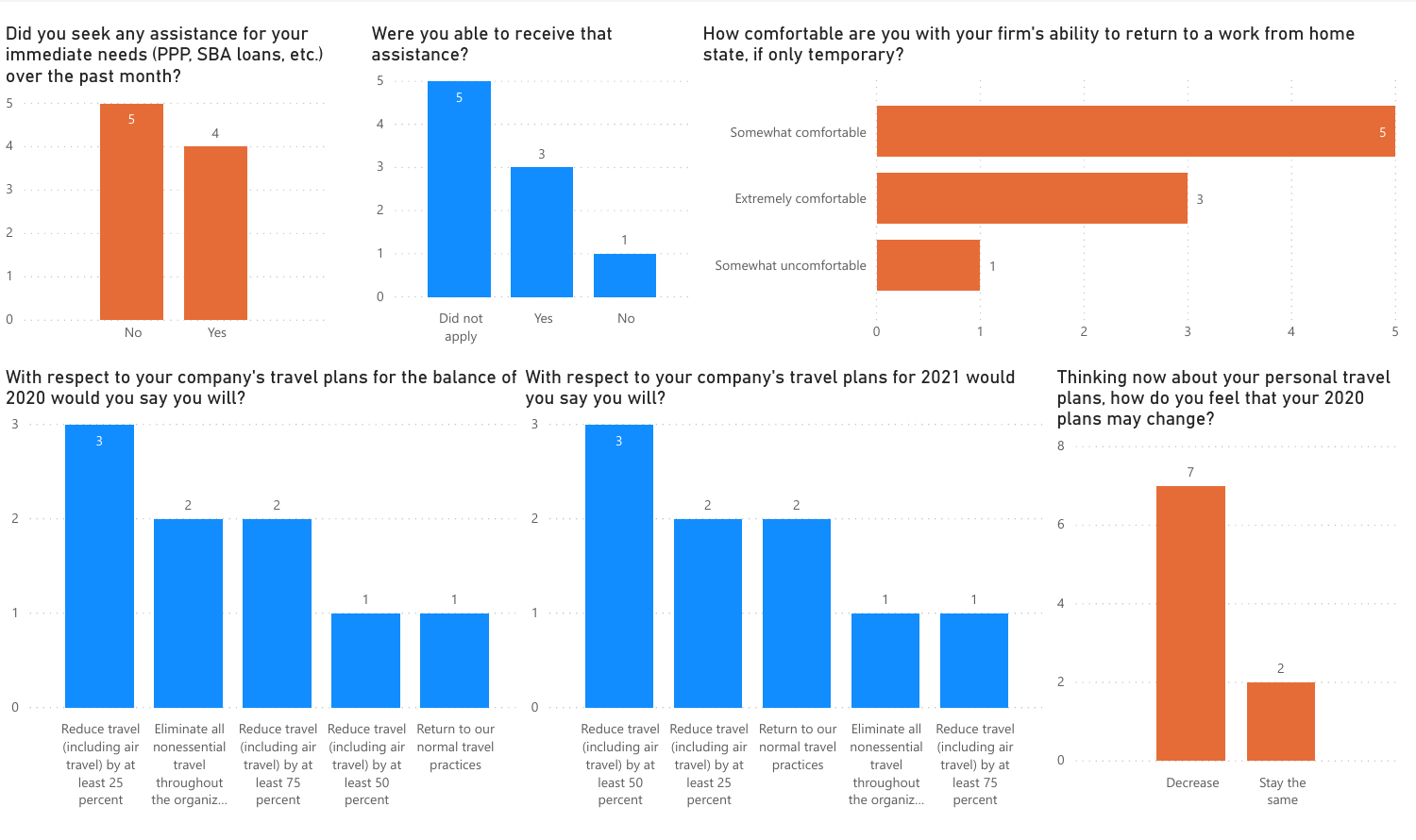Did you seek any assistance for your immediate needs (PPP, SBA loans, etc.) over the past month?

5
4
3
2
1
0

5
4

No
Yes

Were you able to receive that assistance?

5
4
3
2
1
0

5
3
1

Did not apply
Yes
No

How comfortable are you with your firm's ability to return to a work from home state, if only temporary?

Somewhat comfortable 5
Extremely comfortable 3
Somewhat uncomfortable 1

0 1 2 3 4 5

With respect to your company's travel plans for the balance of 2020 would you say you will?

3
2
1
0

3
2
2
1
1

Reduce travel (including air travel) by at least 25 percent
Eliminate all nonessential travel throughout the organiz...
Reduce travel (including air travel) by at least 75 percent
Reduce travel (including air travel) by at least 50 percent
Return to our normal travel practices

With respect to your company's travel plans for 2021 would you say you will?

3
2
1
0

3
2
2
1
1

Reduce travel (including air travel) by at least 50 percent
Reduce travel (including air travel) by at least 25 percent
Return to our normal travel practices
Eliminate all nonessential travel throughout the organiz...
Reduce travel (including air travel) by at least 75 percent

Thinking now about your personal travel plans, how do you feel that your 2020 plans may change?

8
6
4
2
0

7
2

Decrease
Stay the same